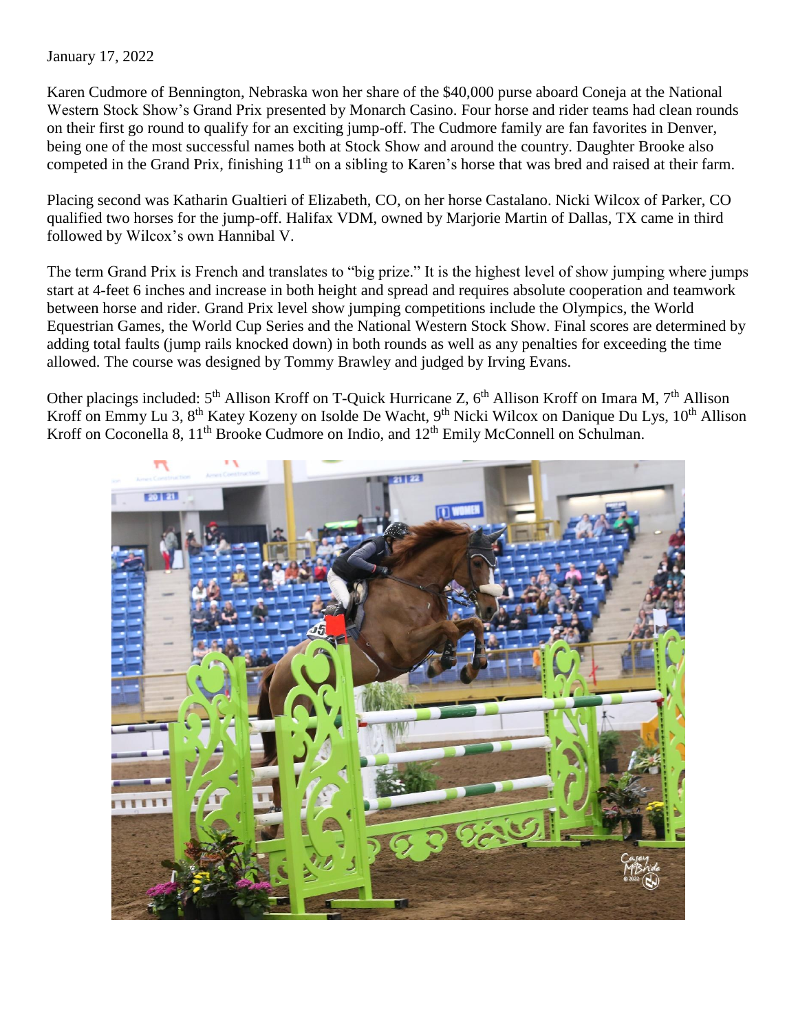January 17, 2022

Karen Cudmore of Bennington, Nebraska won her share of the $40,000 purse aboard Coneja at the National Western Stock Show's Grand Prix presented by Monarch Casino. Four horse and rider teams had clean rounds on their first go round to qualify for an exciting jump-off. The Cudmore family are fan favorites in Denver, being one of the most successful names both at Stock Show and around the country. Daughter Brooke also competed in the Grand Prix, finishing 11th on a sibling to Karen's horse that was bred and raised at their farm.

Placing second was Katharin Gualtieri of Elizabeth, CO, on her horse Castalano. Nicki Wilcox of Parker, CO qualified two horses for the jump-off. Halifax VDM, owned by Marjorie Martin of Dallas, TX came in third followed by Wilcox's own Hannibal V.

The term Grand Prix is French and translates to "big prize." It is the highest level of show jumping where jumps start at 4-feet 6 inches and increase in both height and spread and requires absolute cooperation and teamwork between horse and rider. Grand Prix level show jumping competitions include the Olympics, the World Equestrian Games, the World Cup Series and the National Western Stock Show. Final scores are determined by adding total faults (jump rails knocked down) in both rounds as well as any penalties for exceeding the time allowed. The course was designed by Tommy Brawley and judged by Irving Evans.

Other placings included: 5th Allison Kroff on T-Quick Hurricane Z, 6th Allison Kroff on Imara M, 7th Allison Kroff on Emmy Lu 3, 8th Katey Kozeny on Isolde De Wacht, 9th Nicki Wilcox on Danique Du Lys, 10th Allison Kroff on Coconella 8, 11th Brooke Cudmore on Indio, and 12th Emily McConnell on Schulman.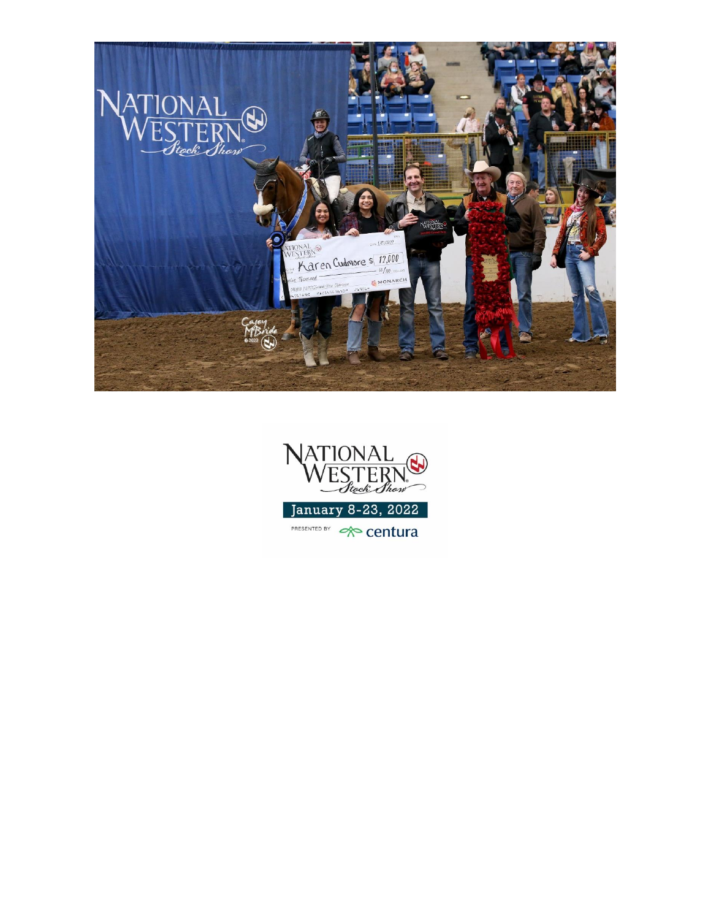NATIONAL WESTERN Stock Show

January 8-23, 2022

PRESENTED BY centura